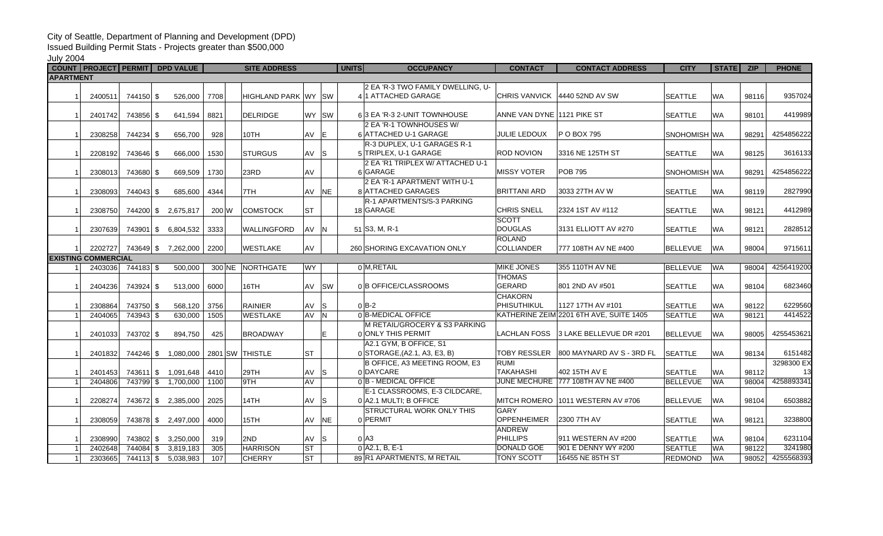City of Seattle, Department of Planning and Development (DPD)

Issued Building Permit Stats - Projects greater than $500,000

July 2004

| COUNT | PROJECT | PERMIT | DPD VALUE | SITE ADDRESS | | | | | UNITS | OCCUPANCY | CONTACT | CONTACT ADDRESS | CITY | STATE | ZIP | PHONE |
|---|---|---|---|---|---|---|---|---|---|---|---|---|---|---|---|---|
| **APARTMENT** | | | | | | | | | | | | | | | | |
| 1 | 2400511 | 744150 | $ 526,000 | 7708 | | HIGHLAND PARK | WY | SW | 4 | 2 EA 'R-3 TWO FAMILY DWELLING, U-1 ATTACHED GARAGE | CHRIS VANVICK | 4440 52ND AV SW | SEATTLE | WA | 98116 | 9357024 |
| 1 | 2401742 | 743856 | $ 641,594 | 8821 | | DELRIDGE | WY | SW | 6 | 3 EA 'R-3 2-UNIT TOWNHOUSE | ANNE VAN DYNE | 1121 PIKE ST | SEATTLE | WA | 98101 | 4419989 |
| 1 | 2308258 | 744234 | $ 656,700 | 928 | | 10TH | AV | E | 6 | 2 EA 'R-1 TOWNHOUSES W/ ATTACHED U-1 GARAGE | JULIE LEDOUX | P O BOX 795 | SNOHOMISH | WA | 98291 | 4254856222 |
| 1 | 2208192 | 743646 | $ 666,000 | 1530 | | STURGUS | AV | S | 5 | R-3 DUPLEX, U-1 GARAGES R-1 TRIPLEX, U-1 GARAGE | ROD NOVION | 3316 NE 125TH ST | SEATTLE | WA | 98125 | 3616133 |
| 1 | 2308013 | 743680 | $ 669,509 | 1730 | | 23RD | AV | | 6 | 2 EA 'R1 TRIPLEX W/ ATTACHED U-1 GARAGE | MISSY VOTER | POB 795 | SNOHOMISH | WA | 98291 | 4254856222 |
| 1 | 2308093 | 744043 | $ 685,600 | 4344 | | 7TH | AV | NE | 8 | 2 EA 'R-1 APARTMENT WITH U-1 ATTACHED GARAGES | BRITTANI ARD | 3033 27TH AV W | SEATTLE | WA | 98119 | 2827990 |
| 1 | 2308750 | 744200 | $ 2,675,817 | 200 | W | COMSTOCK | ST | | 18 | R-1 APARTMENTS/S-3 PARKING GARAGE | CHRIS SNELL | 2324 1ST AV #112 | SEATTLE | WA | 98121 | 4412989 |
| 1 | 2307639 | 743901 | $ 6,804,532 | 3333 | | WALLINGFORD | AV | N | 51 | S3, M, R-1 | SCOTT DOUGLAS | 3131 ELLIOTT AV #270 | SEATTLE | WA | 98121 | 2828512 |
| 1 | 2202727 | 743649 | $ 7,262,000 | 2200 | | WESTLAKE | AV | | 260 | SHORING EXCAVATION ONLY | ROLAND COLLIANDER | 777 108TH AV NE #400 | BELLEVUE | WA | 98004 | 9715611 |
| **EXISTING COMMERCIAL** | | | | | | | | | | | | | | | | |
| 1 | 2403036 | 744183 | $ 500,000 | 300 | NE | NORTHGATE | WY | | 0 | M,RETAIL | MIKE JONES | 355 110TH AV NE | BELLEVUE | WA | 98004 | 4256419200 |
| 1 | 2404236 | 743924 | $ 513,000 | 6000 | | 16TH | AV | SW | 0 | B OFFICE/CLASSROOMS | THOMAS GERARD | 801 2ND AV #501 | SEATTLE | WA | 98104 | 6823460 |
| 1 | 2308864 | 743750 | $ 568,120 | 3756 | | RAINIER | AV | S | 0 | B-2 | CHAKORN PHISUTHIKUL | 1127 17TH AV #101 | SEATTLE | WA | 98122 | 6229560 |
| 1 | 2404065 | 743943 | $ 630,000 | 1505 | | WESTLAKE | AV | N | 0 | B-MEDICAL OFFICE | KATHERINE ZEIM | 2201 6TH AVE, SUITE 1405 | SEATTLE | WA | 98121 | 4414522 |
| 1 | 2401033 | 743702 | $ 894,750 | 425 | | BROADWAY | | E | 0 | M RETAIL/GROCERY & S3 PARKING ONLY THIS PERMIT | LACHLAN FOSS | 3 LAKE BELLEVUE DR #201 | BELLEVUE | WA | 98005 | 4255453621 |
| 1 | 2401832 | 744246 | $ 1,080,000 | 2801 | SW | THISTLE | ST | | 0 | A2.1 GYM, B OFFICE, S1 STORAGE,(A2.1, A3, E3, B) | TOBY RESSLER | 800 MAYNARD AV S - 3RD FL | SEATTLE | WA | 98134 | 6151482 |
| 1 | 2401453 | 743611 | $ 1,091,648 | 4410 | | 29TH | AV | S | 0 | B OFFICE, A3 MEETING ROOM, E3 DAYCARE | RUMI TAKAHASHI | 402 15TH AV E | SEATTLE | WA | 98112 | 3298300 EX 13 |
| 1 | 2404806 | 743799 | $ 1,700,000 | 1100 | | 9TH | AV | | 0 | B - MEDICAL OFFICE | JUNE MECHURE | 777 108TH AV NE #400 | BELLEVUE | WA | 98004 | 4258893341 |
| 1 | 2208274 | 743672 | $ 2,385,000 | 2025 | | 14TH | AV | S | 0 | E-1 CLASSROOMS, E-3 CILDCARE, A2.1 MULTI; B OFFICE | MITCH ROMERO | 1011 WESTERN AV #706 | BELLEVUE | WA | 98104 | 6503882 |
| 1 | 2308059 | 743878 | $ 2,497,000 | 4000 | | 15TH | AV | NE | 0 | STRUCTURAL WORK ONLY THIS PERMIT | GARY OPPENHEIMER | 2300 7TH AV | SEATTLE | WA | 98121 | 3238800 |
| 1 | 2308990 | 743802 | $ 3,250,000 | 319 | | 2ND | AV | S | 0 | A3 | ANDREW PHILLIPS | 911 WESTERN AV #200 | SEATTLE | WA | 98104 | 6231104 |
| 1 | 2402648 | 744084 | $ 3,819,183 | 305 | | HARRISON | ST | | 0 | A2.1, B, E-1 | DONALD GOE | 901 E DENNY WY #200 | SEATTLE | WA | 98122 | 3241980 |
| 1 | 2303665 | 744113 | $ 5,038,983 | 107 | | CHERRY | ST | | 89 | R1 APARTMENTS, M RETAIL | TONY SCOTT | 16455 NE 85TH ST | REDMOND | WA | 98052 | 4255568393 |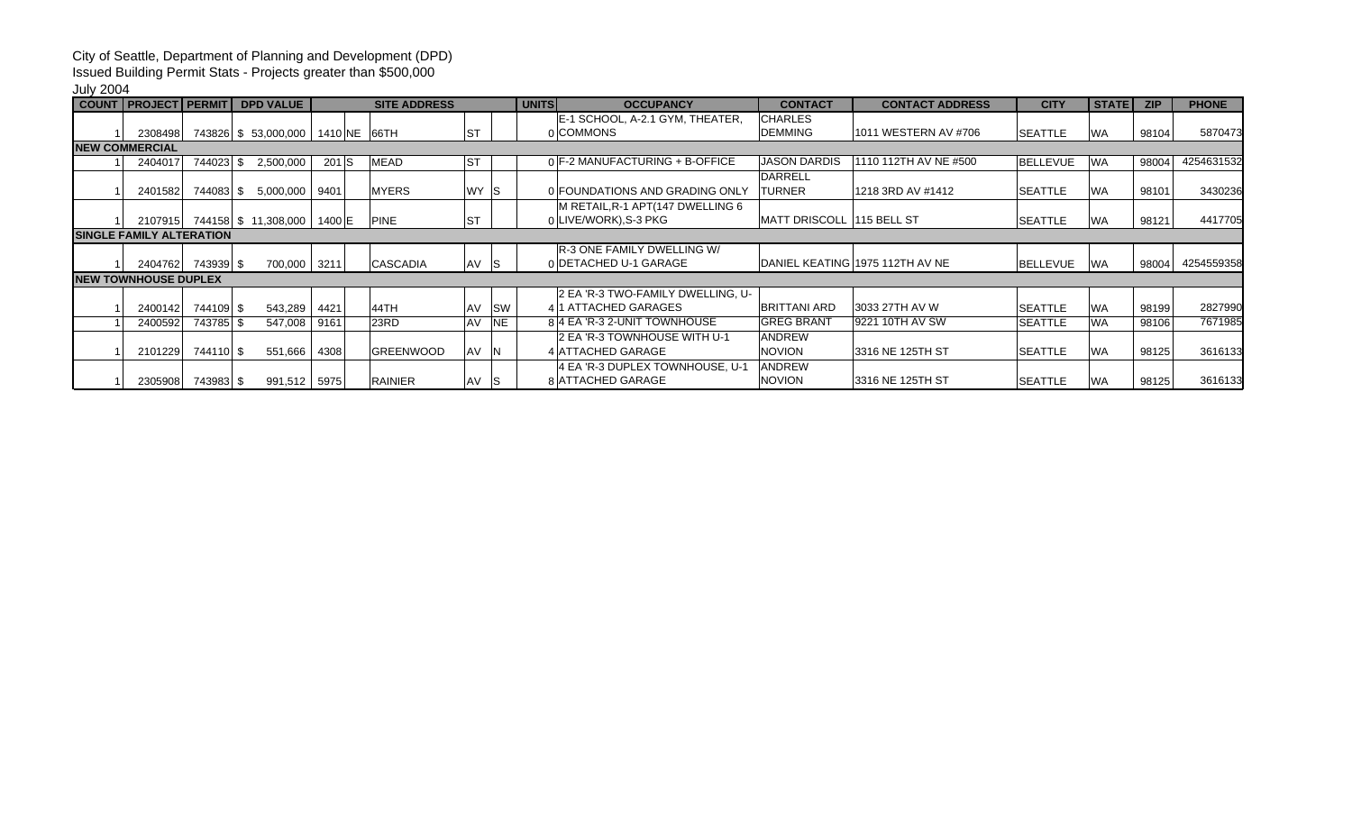City of Seattle, Department of Planning and Development (DPD)
Issued Building Permit Stats - Projects greater than $500,000
July 2004

| COUNT | PROJECT | PERMIT | DPD VALUE | SITE ADDRESS | | | | | UNITS | OCCUPANCY | CONTACT | CONTACT ADDRESS | CITY | STATE | ZIP | PHONE |
|---|---|---|---|---|---|---|---|---|---|---|---|---|---|---|---|---|
| 1 | 2308498 | 743826 | $ 53,000,000 | 1410 | NE | 66TH | ST | | 0 | E-1 SCHOOL, A-2.1 GYM, THEATER, COMMONS | CHARLES DEMMING | 1011 WESTERN AV #706 | SEATTLE | WA | 98104 | 5870473 |
| **NEW COMMERCIAL** | | | | | | | | | | | | | | | | |
| 1 | 2404017 | 744023 | $ 2,500,000 | 201 | S | MEAD | ST | | 0 | F-2 MANUFACTURING + B-OFFICE | JASON DARDIS | 1110 112TH AV NE #500 | BELLEVUE | WA | 98004 | 4254631532 |
| 1 | 2401582 | 744083 | $ 5,000,000 | 9401 | | MYERS | WY | S | 0 | FOUNDATIONS AND GRADING ONLY | DARRELL TURNER | 1218 3RD AV #1412 | SEATTLE | WA | 98101 | 3430236 |
| 1 | 2107915 | 744158 | $ 11,308,000 | 1400 | E | PINE | ST | | 0 | M RETAIL,R-1 APT(147 DWELLING 6 LIVE/WORK),S-3 PKG | MATT DRISCOLL | 115 BELL ST | SEATTLE | WA | 98121 | 4417705 |
| **SINGLE FAMILY ALTERATION** | | | | | | | | | | | | | | | | |
| 1 | 2404762 | 743939 | $ 700,000 | 3211 | | CASCADIA | AV | S | 0 | R-3 ONE FAMILY DWELLING W/ DETACHED U-1 GARAGE | DANIEL KEATING | 1975 112TH AV NE | BELLEVUE | WA | 98004 | 4254559358 |
| **NEW TOWNHOUSE DUPLEX** | | | | | | | | | | | | | | | | |
| 1 | 2400142 | 744109 | $ 543,289 | 4421 | | 44TH | AV | SW | 4 | 2 EA 'R-3 TWO-FAMILY DWELLING, U-1 ATTACHED GARAGES | BRITTANI ARD | 3033 27TH AV W | SEATTLE | WA | 98199 | 2827990 |
| 1 | 2400592 | 743785 | $ 547,008 | 9161 | | 23RD | AV | NE | 8 | 4 EA 'R-3 2-UNIT TOWNHOUSE | GREG BRANT | 9221 10TH AV SW | SEATTLE | WA | 98106 | 7671985 |
| 1 | 2101229 | 744110 | $ 551,666 | 4308 | | GREENWOOD | AV | N | 4 | 2 EA 'R-3 TOWNHOUSE WITH U-1 ATTACHED GARAGE | ANDREW NOVION | 3316 NE 125TH ST | SEATTLE | WA | 98125 | 3616133 |
| 1 | 2305908 | 743983 | $ 991,512 | 5975 | | RAINIER | AV | S | 8 | 4 EA 'R-3 DUPLEX TOWNHOUSE, U-1 ATTACHED GARAGE | ANDREW NOVION | 3316 NE 125TH ST | SEATTLE | WA | 98125 | 3616133 |